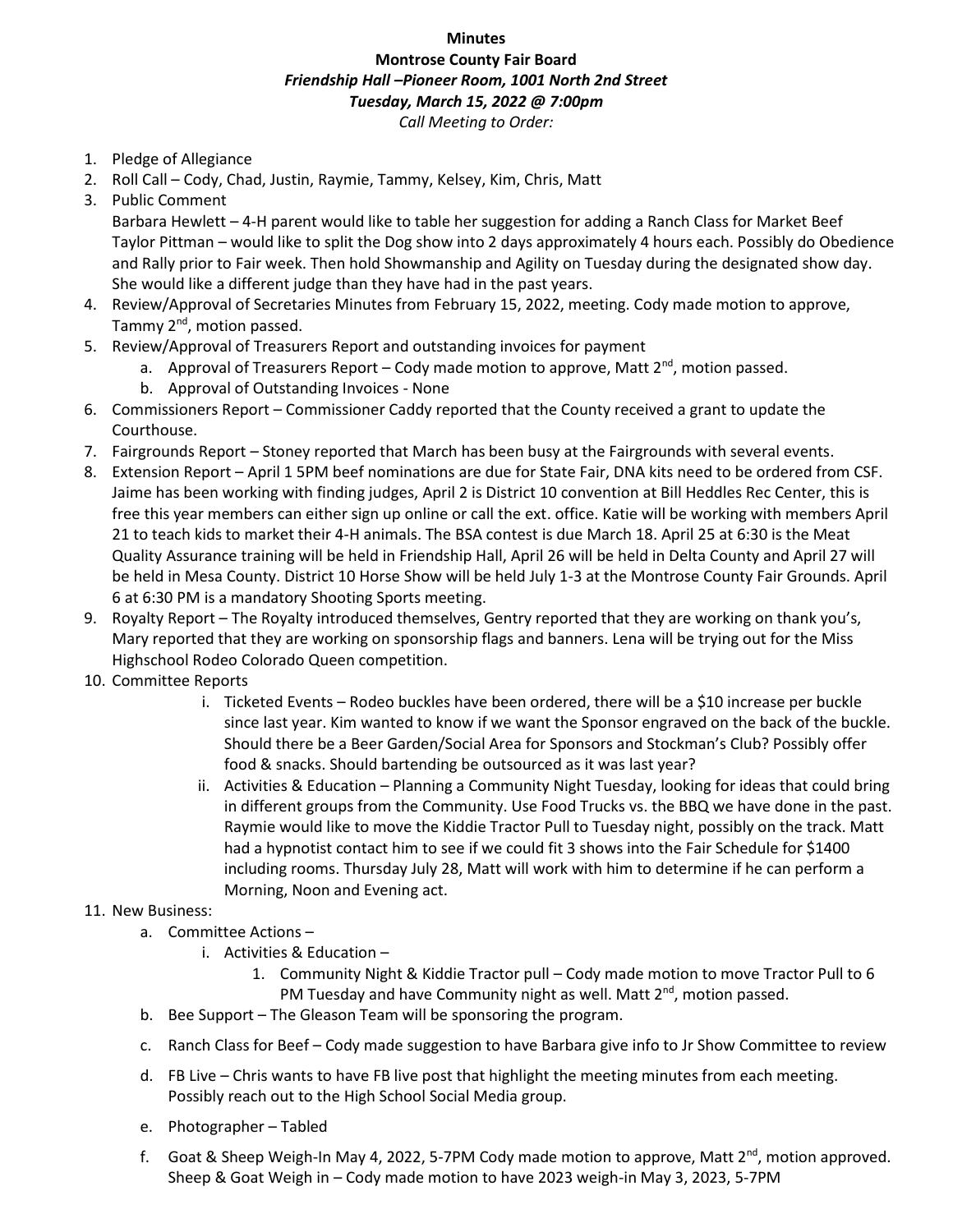**Minutes**

**Montrose County Fair Board**

***Friendship Hall –Pioneer Room, 1001 North 2nd Street***

***Tuesday, March 15, 2022 @ 7:00pm***

*Call Meeting to Order:*

1. Pledge of Allegiance
2. Roll Call – Cody, Chad, Justin, Raymie, Tammy, Kelsey, Kim, Chris, Matt
3. Public Comment
   Barbara Hewlett – 4-H parent would like to table her suggestion for adding a Ranch Class for Market Beef
   Taylor Pittman – would like to split the Dog show into 2 days approximately 4 hours each. Possibly do Obedience and Rally prior to Fair week. Then hold Showmanship and Agility on Tuesday during the designated show day. She would like a different judge than they have had in the past years.
4. Review/Approval of Secretaries Minutes from February 15, 2022, meeting. Cody made motion to approve, Tammy 2nd, motion passed.
5. Review/Approval of Treasurers Report and outstanding invoices for payment
   a. Approval of Treasurers Report – Cody made motion to approve, Matt 2nd, motion passed.
   b. Approval of Outstanding Invoices - None
6. Commissioners Report – Commissioner Caddy reported that the County received a grant to update the Courthouse.
7. Fairgrounds Report – Stoney reported that March has been busy at the Fairgrounds with several events.
8. Extension Report – April 1 5PM beef nominations are due for State Fair, DNA kits need to be ordered from CSF. Jaime has been working with finding judges, April 2 is District 10 convention at Bill Heddles Rec Center, this is free this year members can either sign up online or call the ext. office. Katie will be working with members April 21 to teach kids to market their 4-H animals. The BSA contest is due March 18. April 25 at 6:30 is the Meat Quality Assurance training will be held in Friendship Hall, April 26 will be held in Delta County and April 27 will be held in Mesa County. District 10 Horse Show will be held July 1-3 at the Montrose County Fair Grounds. April 6 at 6:30 PM is a mandatory Shooting Sports meeting.
9. Royalty Report – The Royalty introduced themselves, Gentry reported that they are working on thank you's, Mary reported that they are working on sponsorship flags and banners. Lena will be trying out for the Miss Highschool Rodeo Colorado Queen competition.
10. Committee Reports
    i. Ticketed Events – Rodeo buckles have been ordered, there will be a $10 increase per buckle since last year. Kim wanted to know if we want the Sponsor engraved on the back of the buckle. Should there be a Beer Garden/Social Area for Sponsors and Stockman's Club? Possibly offer food & snacks. Should bartending be outsourced as it was last year?
    ii. Activities & Education – Planning a Community Night Tuesday, looking for ideas that could bring in different groups from the Community. Use Food Trucks vs. the BBQ we have done in the past. Raymie would like to move the Kiddie Tractor Pull to Tuesday night, possibly on the track. Matt had a hypnotist contact him to see if we could fit 3 shows into the Fair Schedule for $1400 including rooms. Thursday July 28, Matt will work with him to determine if he can perform a Morning, Noon and Evening act.
11. New Business:
    a. Committee Actions –
       i. Activities & Education –
          1. Community Night & Kiddie Tractor pull – Cody made motion to move Tractor Pull to 6 PM Tuesday and have Community night as well. Matt 2nd, motion passed.
    b. Bee Support – The Gleason Team will be sponsoring the program.
    c. Ranch Class for Beef – Cody made suggestion to have Barbara give info to Jr Show Committee to review
    d. FB Live – Chris wants to have FB live post that highlight the meeting minutes from each meeting. Possibly reach out to the High School Social Media group.
    e. Photographer – Tabled
    f. Goat & Sheep Weigh-In May 4, 2022, 5-7PM Cody made motion to approve, Matt 2nd, motion approved. Sheep & Goat Weigh in – Cody made motion to have 2023 weigh-in May 3, 2023, 5-7PM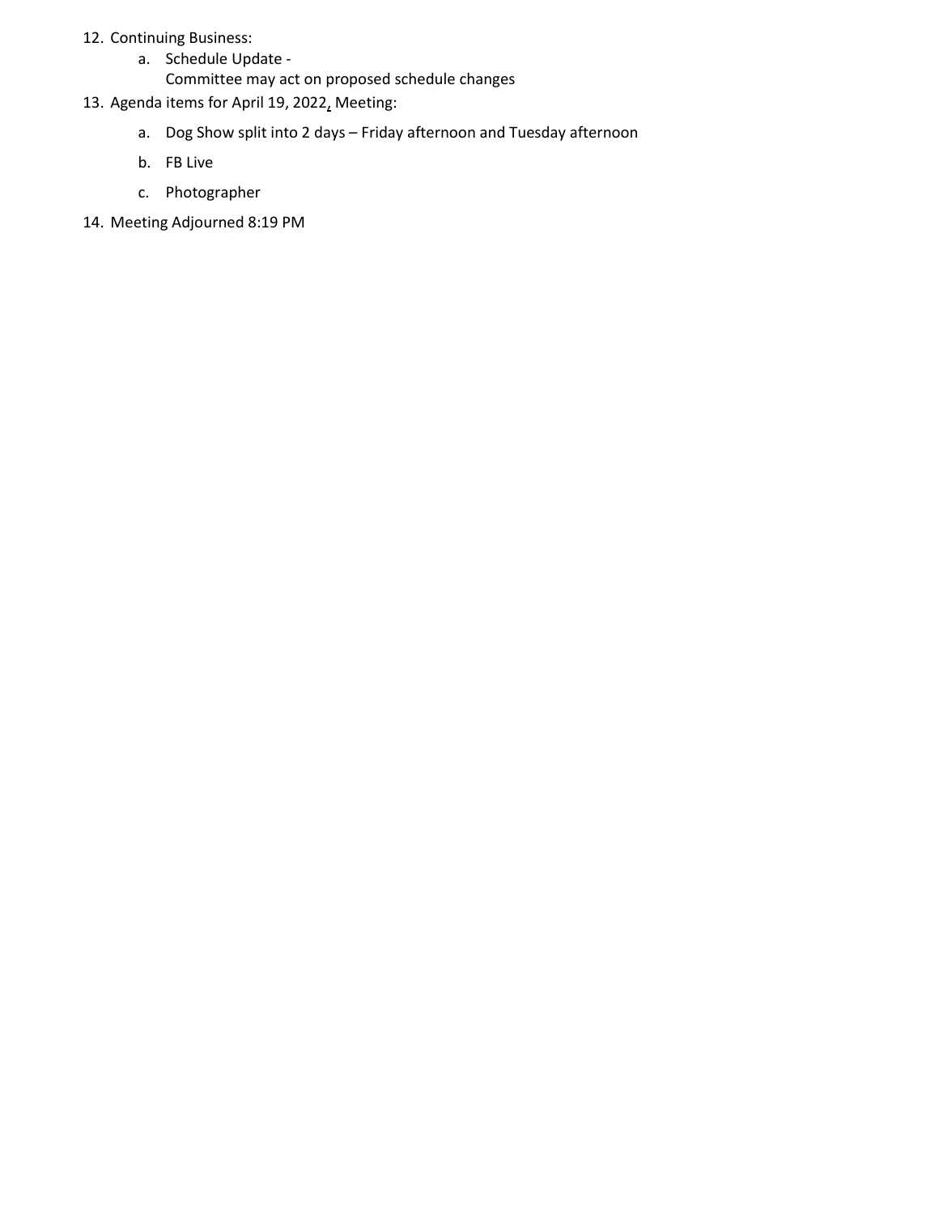12. Continuing Business:
    a. Schedule Update -
       Committee may act on proposed schedule changes
13. Agenda items for April 19, 2022, Meeting:
    a. Dog Show split into 2 days – Friday afternoon and Tuesday afternoon
    b. FB Live
    c. Photographer
14. Meeting Adjourned 8:19 PM